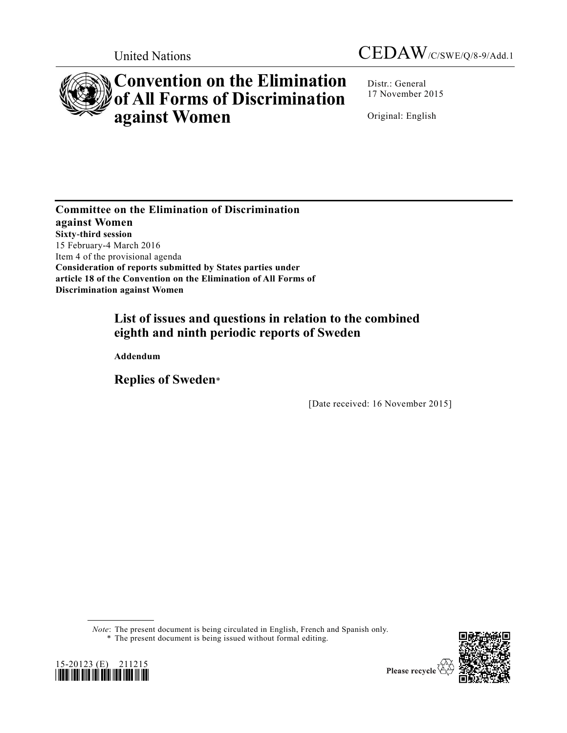United Nations

CEDAW/C/SWE/Q/8-9/Add.1

# Convention on the Elimination of All Forms of Discrimination against Women

Distr.: General
17 November 2015

Original: English

**Committee on the Elimination of Discrimination against Women**
**Sixty-third session**
15 February-4 March 2016
Item 4 of the provisional agenda
**Consideration of reports submitted by States parties under article 18 of the Convention on the Elimination of All Forms of Discrimination against Women**

## List of issues and questions in relation to the combined eighth and ninth periodic reports of Sweden

**Addendum**

## Replies of Sweden*

[Date received: 16 November 2015]

*Note*: The present document is being circulated in English, French and Spanish only.
\* The present document is being issued without formal editing.

15-20123 (E) 211215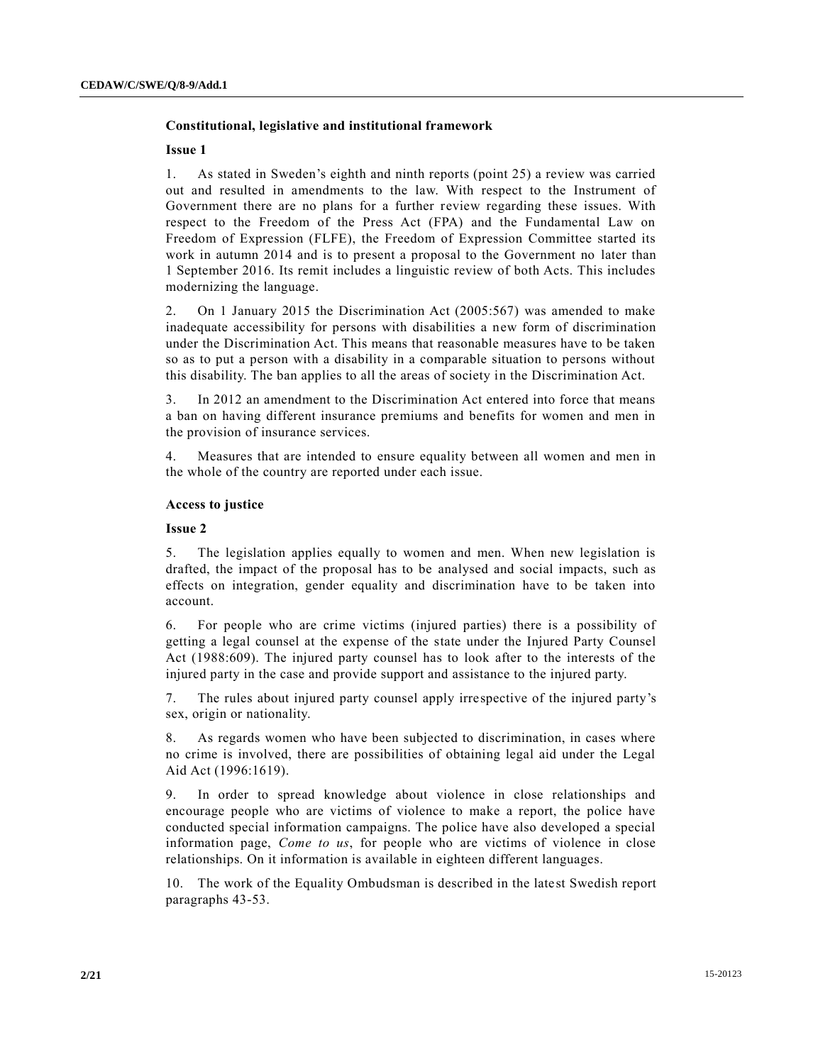### Constitutional, legislative and institutional framework

#### Issue 1

1. As stated in Sweden's eighth and ninth reports (point 25) a review was carried out and resulted in amendments to the law. With respect to the Instrument of Government there are no plans for a further review regarding these issues. With respect to the Freedom of the Press Act (FPA) and the Fundamental Law on Freedom of Expression (FLFE), the Freedom of Expression Committee started its work in autumn 2014 and is to present a proposal to the Government no later than 1 September 2016. Its remit includes a linguistic review of both Acts. This includes modernizing the language.

2. On 1 January 2015 the Discrimination Act (2005:567) was amended to make inadequate accessibility for persons with disabilities a new form of discrimination under the Discrimination Act. This means that reasonable measures have to be taken so as to put a person with a disability in a comparable situation to persons without this disability. The ban applies to all the areas of society in the Discrimination Act.

3. In 2012 an amendment to the Discrimination Act entered into force that means a ban on having different insurance premiums and benefits for women and men in the provision of insurance services.

4. Measures that are intended to ensure equality between all women and men in the whole of the country are reported under each issue.

### Access to justice

#### Issue 2

5. The legislation applies equally to women and men. When new legislation is drafted, the impact of the proposal has to be analysed and social impacts, such as effects on integration, gender equality and discrimination have to be taken into account.

6. For people who are crime victims (injured parties) there is a possibility of getting a legal counsel at the expense of the state under the Injured Party Counsel Act (1988:609). The injured party counsel has to look after to the interests of the injured party in the case and provide support and assistance to the injured party.

7. The rules about injured party counsel apply irrespective of the injured party's sex, origin or nationality.

8. As regards women who have been subjected to discrimination, in cases where no crime is involved, there are possibilities of obtaining legal aid under the Legal Aid Act (1996:1619).

9. In order to spread knowledge about violence in close relationships and encourage people who are victims of violence to make a report, the police have conducted special information campaigns. The police have also developed a special information page, *Come to us*, for people who are victims of violence in close relationships. On it information is available in eighteen different languages.

10. The work of the Equality Ombudsman is described in the latest Swedish report paragraphs 43-53.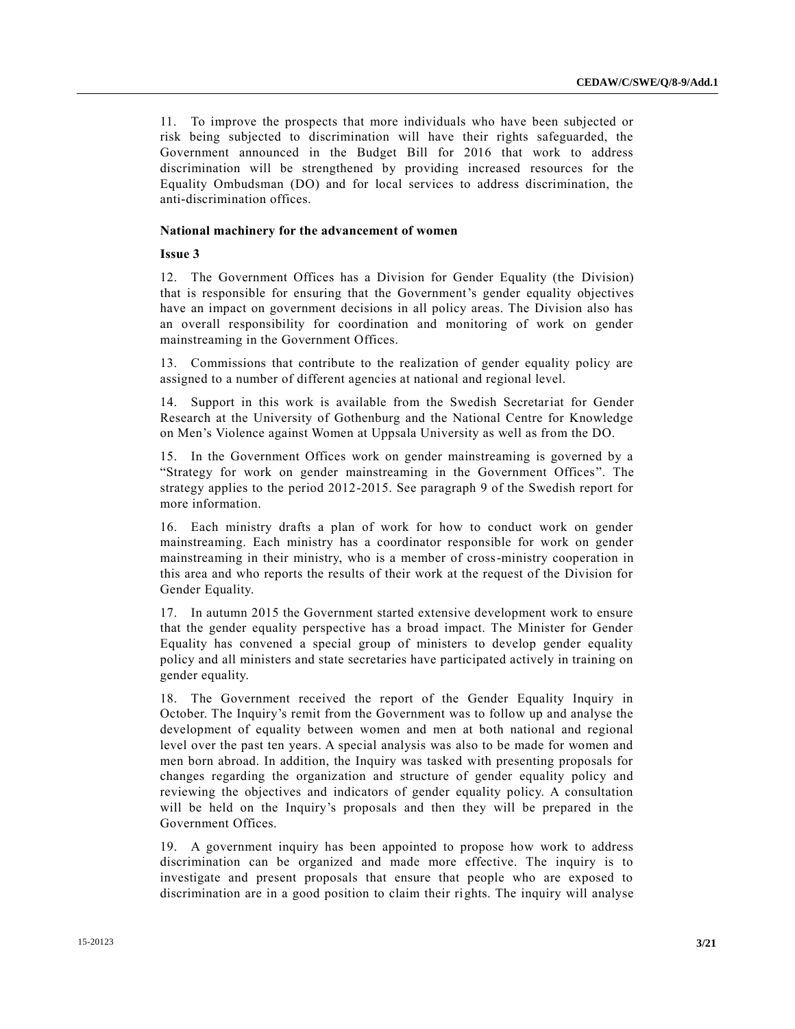11. To improve the prospects that more individuals who have been subjected or risk being subjected to discrimination will have their rights safeguarded, the Government announced in the Budget Bill for 2016 that work to address discrimination will be strengthened by providing increased resources for the Equality Ombudsman (DO) and for local services to address discrimination, the anti-discrimination offices.

### National machinery for the advancement of women

#### Issue 3

12. The Government Offices has a Division for Gender Equality (the Division) that is responsible for ensuring that the Government's gender equality objectives have an impact on government decisions in all policy areas. The Division also has an overall responsibility for coordination and monitoring of work on gender mainstreaming in the Government Offices.

13. Commissions that contribute to the realization of gender equality policy are assigned to a number of different agencies at national and regional level.

14. Support in this work is available from the Swedish Secretariat for Gender Research at the University of Gothenburg and the National Centre for Knowledge on Men's Violence against Women at Uppsala University as well as from the DO.

15. In the Government Offices work on gender mainstreaming is governed by a "Strategy for work on gender mainstreaming in the Government Offices". The strategy applies to the period 2012-2015. See paragraph 9 of the Swedish report for more information.

16. Each ministry drafts a plan of work for how to conduct work on gender mainstreaming. Each ministry has a coordinator responsible for work on gender mainstreaming in their ministry, who is a member of cross-ministry cooperation in this area and who reports the results of their work at the request of the Division for Gender Equality.

17. In autumn 2015 the Government started extensive development work to ensure that the gender equality perspective has a broad impact. The Minister for Gender Equality has convened a special group of ministers to develop gender equality policy and all ministers and state secretaries have participated actively in training on gender equality.

18. The Government received the report of the Gender Equality Inquiry in October. The Inquiry's remit from the Government was to follow up and analyse the development of equality between women and men at both national and regional level over the past ten years. A special analysis was also to be made for women and men born abroad. In addition, the Inquiry was tasked with presenting proposals for changes regarding the organization and structure of gender equality policy and reviewing the objectives and indicators of gender equality policy. A consultation will be held on the Inquiry's proposals and then they will be prepared in the Government Offices.

19. A government inquiry has been appointed to propose how work to address discrimination can be organized and made more effective. The inquiry is to investigate and present proposals that ensure that people who are exposed to discrimination are in a good position to claim their rights. The inquiry will analyse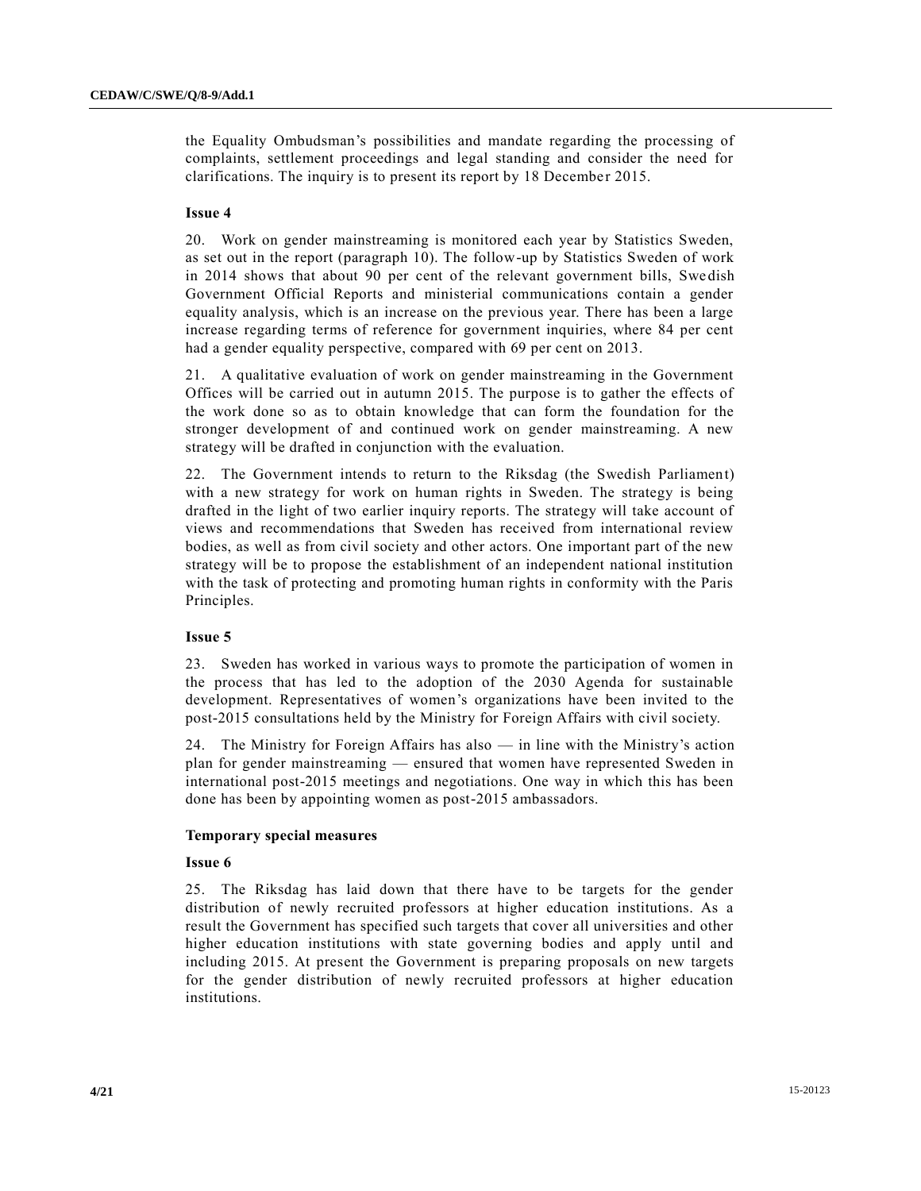the Equality Ombudsman's possibilities and mandate regarding the processing of complaints, settlement proceedings and legal standing and consider the need for clarifications. The inquiry is to present its report by 18 December 2015.

**Issue 4**

20. Work on gender mainstreaming is monitored each year by Statistics Sweden, as set out in the report (paragraph 10). The follow-up by Statistics Sweden of work in 2014 shows that about 90 per cent of the relevant government bills, Swedish Government Official Reports and ministerial communications contain a gender equality analysis, which is an increase on the previous year. There has been a large increase regarding terms of reference for government inquiries, where 84 per cent had a gender equality perspective, compared with 69 per cent on 2013.

21. A qualitative evaluation of work on gender mainstreaming in the Government Offices will be carried out in autumn 2015. The purpose is to gather the effects of the work done so as to obtain knowledge that can form the foundation for the stronger development of and continued work on gender mainstreaming. A new strategy will be drafted in conjunction with the evaluation.

22. The Government intends to return to the Riksdag (the Swedish Parliament) with a new strategy for work on human rights in Sweden. The strategy is being drafted in the light of two earlier inquiry reports. The strategy will take account of views and recommendations that Sweden has received from international review bodies, as well as from civil society and other actors. One important part of the new strategy will be to propose the establishment of an independent national institution with the task of protecting and promoting human rights in conformity with the Paris Principles.

**Issue 5**

23. Sweden has worked in various ways to promote the participation of women in the process that has led to the adoption of the 2030 Agenda for sustainable development. Representatives of women's organizations have been invited to the post-2015 consultations held by the Ministry for Foreign Affairs with civil society.

24. The Ministry for Foreign Affairs has also — in line with the Ministry's action plan for gender mainstreaming — ensured that women have represented Sweden in international post-2015 meetings and negotiations. One way in which this has been done has been by appointing women as post-2015 ambassadors.

**Temporary special measures**

**Issue 6**

25. The Riksdag has laid down that there have to be targets for the gender distribution of newly recruited professors at higher education institutions. As a result the Government has specified such targets that cover all universities and other higher education institutions with state governing bodies and apply until and including 2015. At present the Government is preparing proposals on new targets for the gender distribution of newly recruited professors at higher education institutions.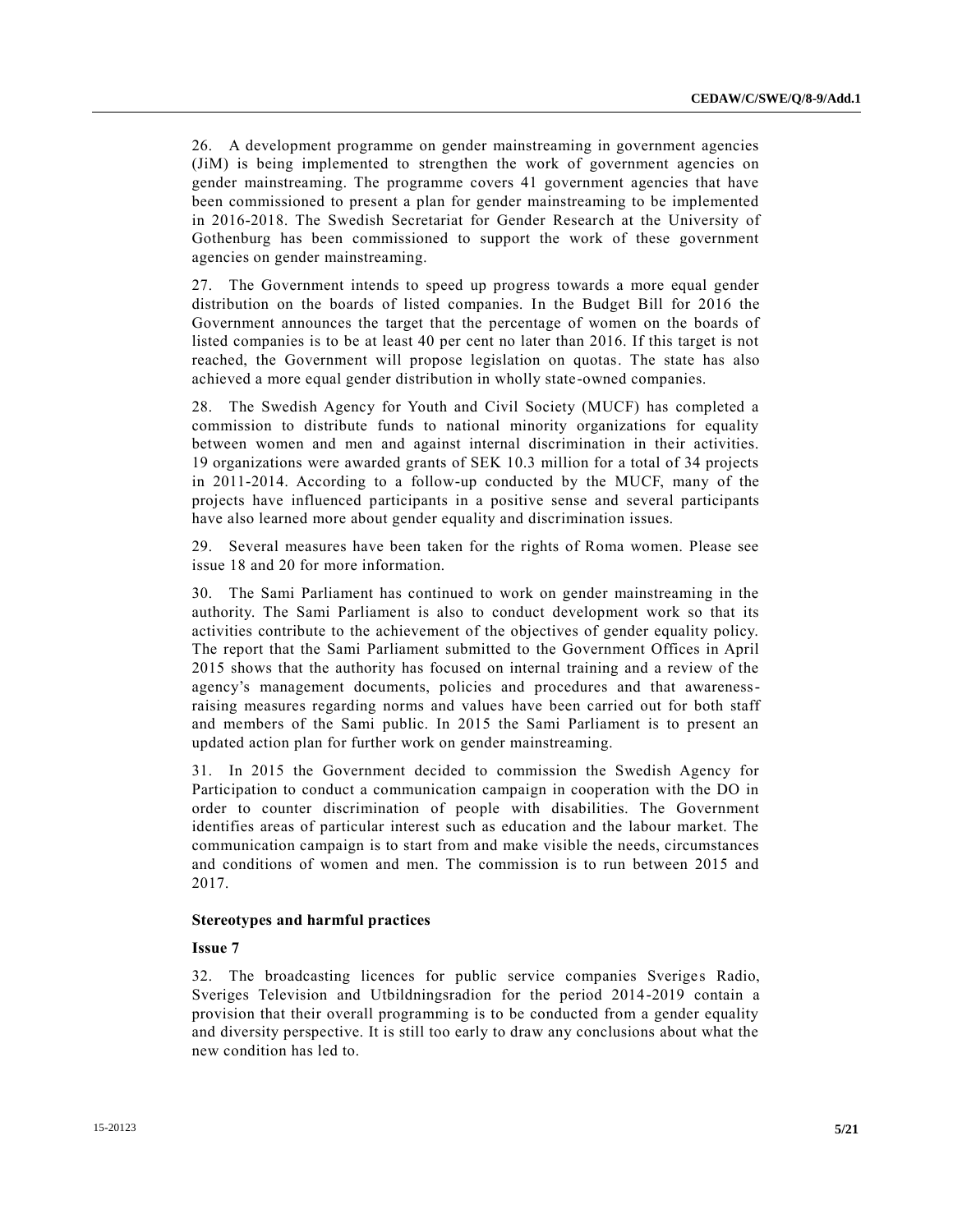26. A development programme on gender mainstreaming in government agencies (JiM) is being implemented to strengthen the work of government agencies on gender mainstreaming. The programme covers 41 government agencies that have been commissioned to present a plan for gender mainstreaming to be implemented in 2016-2018. The Swedish Secretariat for Gender Research at the University of Gothenburg has been commissioned to support the work of these government agencies on gender mainstreaming.

27. The Government intends to speed up progress towards a more equal gender distribution on the boards of listed companies. In the Budget Bill for 2016 the Government announces the target that the percentage of women on the boards of listed companies is to be at least 40 per cent no later than 2016. If this target is not reached, the Government will propose legislation on quotas. The state has also achieved a more equal gender distribution in wholly state-owned companies.

28. The Swedish Agency for Youth and Civil Society (MUCF) has completed a commission to distribute funds to national minority organizations for equality between women and men and against internal discrimination in their activities. 19 organizations were awarded grants of SEK 10.3 million for a total of 34 projects in 2011-2014. According to a follow-up conducted by the MUCF, many of the projects have influenced participants in a positive sense and several participants have also learned more about gender equality and discrimination issues.

29. Several measures have been taken for the rights of Roma women. Please see issue 18 and 20 for more information.

30. The Sami Parliament has continued to work on gender mainstreaming in the authority. The Sami Parliament is also to conduct development work so that its activities contribute to the achievement of the objectives of gender equality policy. The report that the Sami Parliament submitted to the Government Offices in April 2015 shows that the authority has focused on internal training and a review of the agency's management documents, policies and procedures and that awareness-raising measures regarding norms and values have been carried out for both staff and members of the Sami public. In 2015 the Sami Parliament is to present an updated action plan for further work on gender mainstreaming.

31. In 2015 the Government decided to commission the Swedish Agency for Participation to conduct a communication campaign in cooperation with the DO in order to counter discrimination of people with disabilities. The Government identifies areas of particular interest such as education and the labour market. The communication campaign is to start from and make visible the needs, circumstances and conditions of women and men. The commission is to run between 2015 and 2017.

**Stereotypes and harmful practices**

**Issue 7**

32. The broadcasting licences for public service companies Sveriges Radio, Sveriges Television and Utbildningsradion for the period 2014-2019 contain a provision that their overall programming is to be conducted from a gender equality and diversity perspective. It is still too early to draw any conclusions about what the new condition has led to.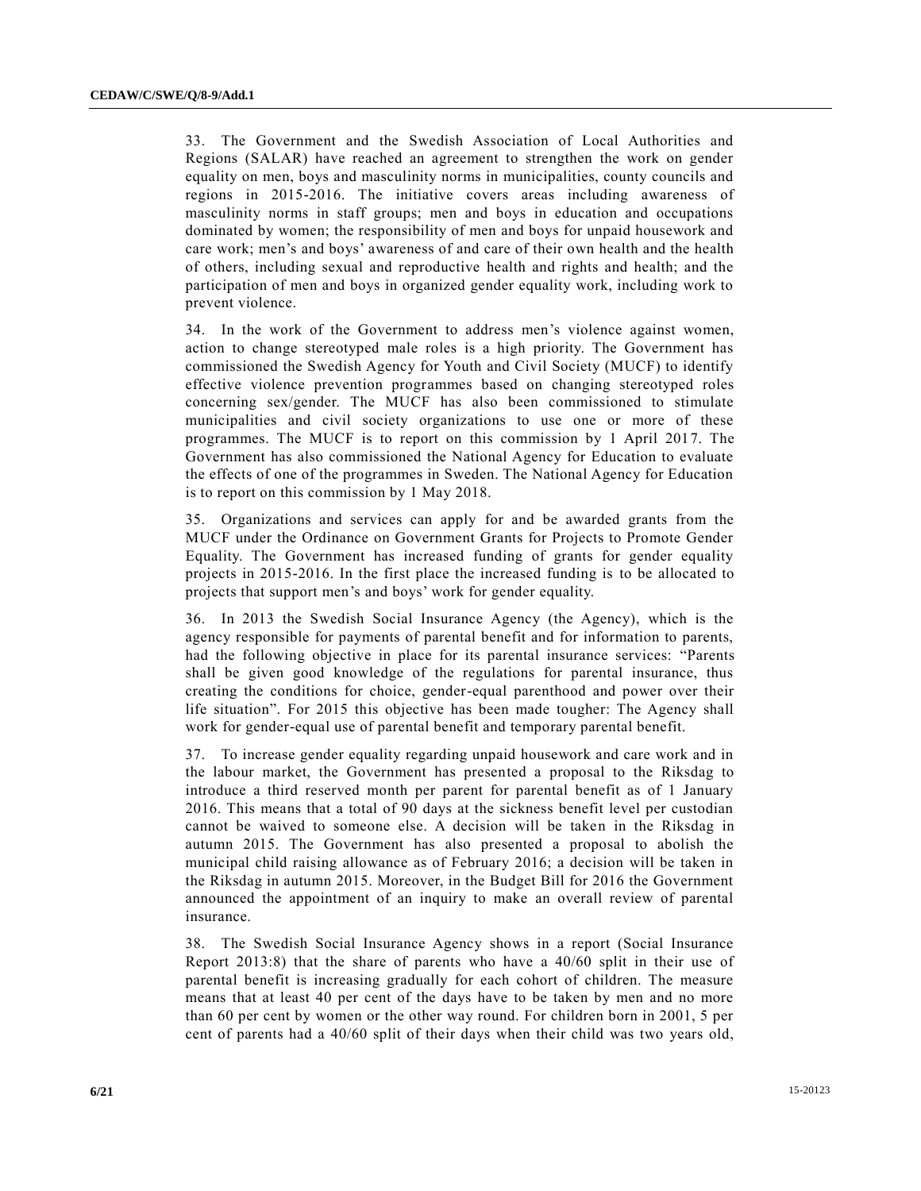33. The Government and the Swedish Association of Local Authorities and Regions (SALAR) have reached an agreement to strengthen the work on gender equality on men, boys and masculinity norms in municipalities, county councils and regions in 2015-2016. The initiative covers areas including awareness of masculinity norms in staff groups; men and boys in education and occupations dominated by women; the responsibility of men and boys for unpaid housework and care work; men's and boys' awareness of and care of their own health and the health of others, including sexual and reproductive health and rights and health; and the participation of men and boys in organized gender equality work, including work to prevent violence.

34. In the work of the Government to address men's violence against women, action to change stereotyped male roles is a high priority. The Government has commissioned the Swedish Agency for Youth and Civil Society (MUCF) to identify effective violence prevention programmes based on changing stereotyped roles concerning sex/gender. The MUCF has also been commissioned to stimulate municipalities and civil society organizations to use one or more of these programmes. The MUCF is to report on this commission by 1 April 2017. The Government has also commissioned the National Agency for Education to evaluate the effects of one of the programmes in Sweden. The National Agency for Education is to report on this commission by 1 May 2018.

35. Organizations and services can apply for and be awarded grants from the MUCF under the Ordinance on Government Grants for Projects to Promote Gender Equality. The Government has increased funding of grants for gender equality projects in 2015-2016. In the first place the increased funding is to be allocated to projects that support men's and boys' work for gender equality.

36. In 2013 the Swedish Social Insurance Agency (the Agency), which is the agency responsible for payments of parental benefit and for information to parents, had the following objective in place for its parental insurance services: "Parents shall be given good knowledge of the regulations for parental insurance, thus creating the conditions for choice, gender-equal parenthood and power over their life situation". For 2015 this objective has been made tougher: The Agency shall work for gender-equal use of parental benefit and temporary parental benefit.

37. To increase gender equality regarding unpaid housework and care work and in the labour market, the Government has presented a proposal to the Riksdag to introduce a third reserved month per parent for parental benefit as of 1 January 2016. This means that a total of 90 days at the sickness benefit level per custodian cannot be waived to someone else. A decision will be taken in the Riksdag in autumn 2015. The Government has also presented a proposal to abolish the municipal child raising allowance as of February 2016; a decision will be taken in the Riksdag in autumn 2015. Moreover, in the Budget Bill for 2016 the Government announced the appointment of an inquiry to make an overall review of parental insurance.

38. The Swedish Social Insurance Agency shows in a report (Social Insurance Report 2013:8) that the share of parents who have a 40/60 split in their use of parental benefit is increasing gradually for each cohort of children. The measure means that at least 40 per cent of the days have to be taken by men and no more than 60 per cent by women or the other way round. For children born in 2001, 5 per cent of parents had a 40/60 split of their days when their child was two years old,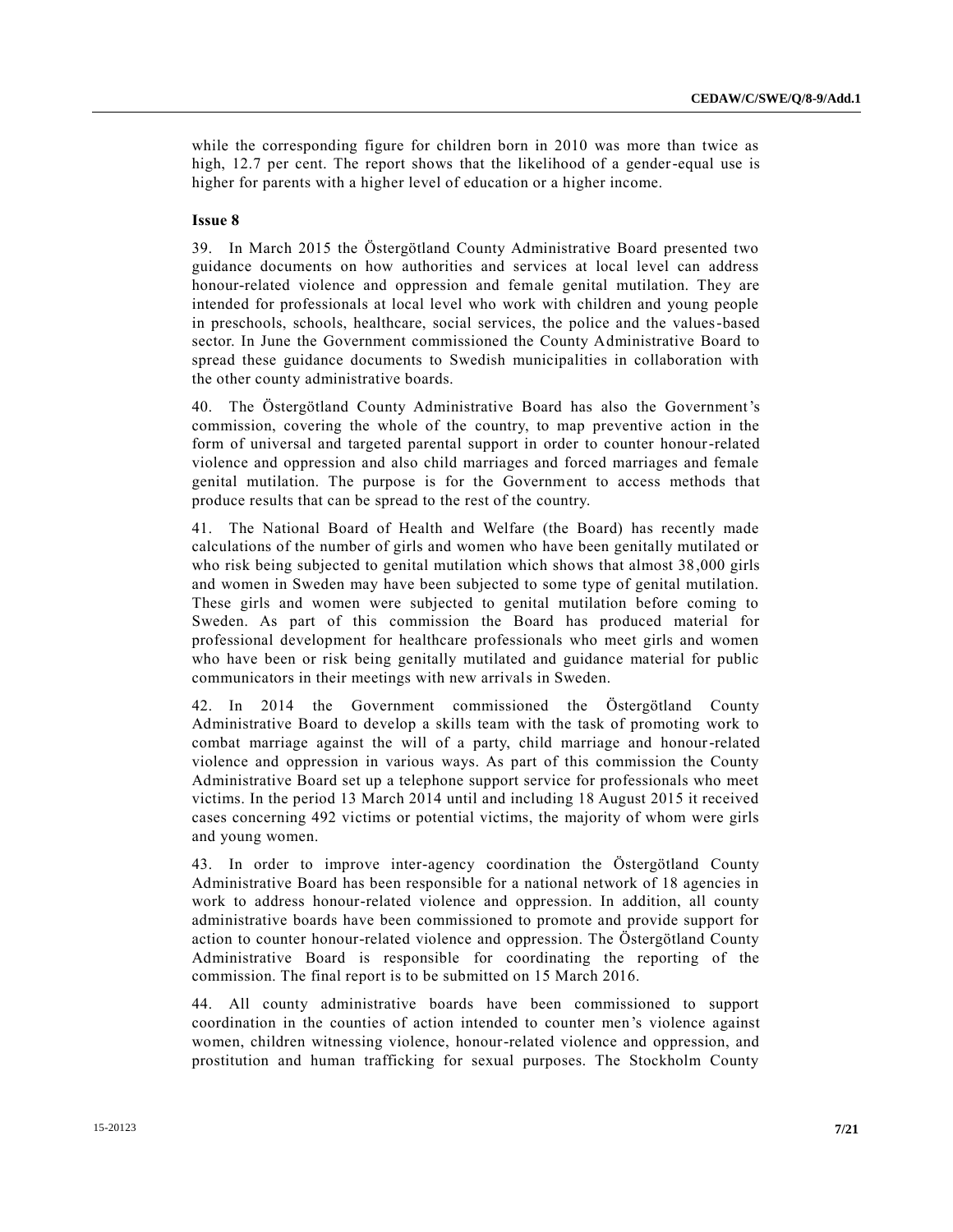while the corresponding figure for children born in 2010 was more than twice as high, 12.7 per cent. The report shows that the likelihood of a gender-equal use is higher for parents with a higher level of education or a higher income.

**Issue 8**

39. In March 2015 the Östergötland County Administrative Board presented two guidance documents on how authorities and services at local level can address honour-related violence and oppression and female genital mutilation. They are intended for professionals at local level who work with children and young people in preschools, schools, healthcare, social services, the police and the values-based sector. In June the Government commissioned the County Administrative Board to spread these guidance documents to Swedish municipalities in collaboration with the other county administrative boards.

40. The Östergötland County Administrative Board has also the Government's commission, covering the whole of the country, to map preventive action in the form of universal and targeted parental support in order to counter honour-related violence and oppression and also child marriages and forced marriages and female genital mutilation. The purpose is for the Government to access methods that produce results that can be spread to the rest of the country.

41. The National Board of Health and Welfare (the Board) has recently made calculations of the number of girls and women who have been genitally mutilated or who risk being subjected to genital mutilation which shows that almost 38,000 girls and women in Sweden may have been subjected to some type of genital mutilation. These girls and women were subjected to genital mutilation before coming to Sweden. As part of this commission the Board has produced material for professional development for healthcare professionals who meet girls and women who have been or risk being genitally mutilated and guidance material for public communicators in their meetings with new arrivals in Sweden.

42. In 2014 the Government commissioned the Östergötland County Administrative Board to develop a skills team with the task of promoting work to combat marriage against the will of a party, child marriage and honour-related violence and oppression in various ways. As part of this commission the County Administrative Board set up a telephone support service for professionals who meet victims. In the period 13 March 2014 until and including 18 August 2015 it received cases concerning 492 victims or potential victims, the majority of whom were girls and young women.

43. In order to improve inter-agency coordination the Östergötland County Administrative Board has been responsible for a national network of 18 agencies in work to address honour-related violence and oppression. In addition, all county administrative boards have been commissioned to promote and provide support for action to counter honour-related violence and oppression. The Östergötland County Administrative Board is responsible for coordinating the reporting of the commission. The final report is to be submitted on 15 March 2016.

44. All county administrative boards have been commissioned to support coordination in the counties of action intended to counter men's violence against women, children witnessing violence, honour-related violence and oppression, and prostitution and human trafficking for sexual purposes. The Stockholm County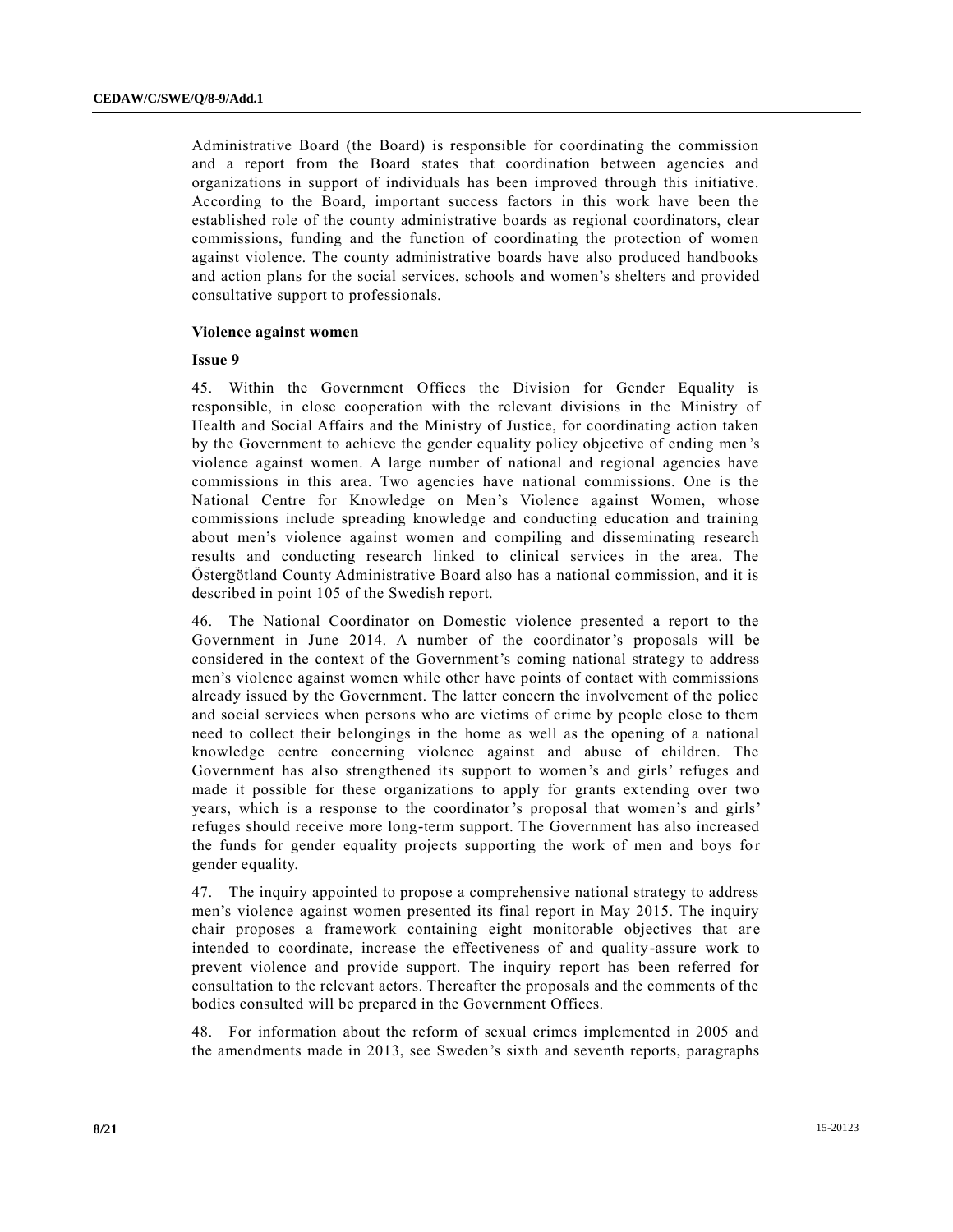Administrative Board (the Board) is responsible for coordinating the commission and a report from the Board states that coordination between agencies and organizations in support of individuals has been improved through this initiative. According to the Board, important success factors in this work have been the established role of the county administrative boards as regional coordinators, clear commissions, funding and the function of coordinating the protection of women against violence. The county administrative boards have also produced handbooks and action plans for the social services, schools and women's shelters and provided consultative support to professionals.

### Violence against women

#### Issue 9

45. Within the Government Offices the Division for Gender Equality is responsible, in close cooperation with the relevant divisions in the Ministry of Health and Social Affairs and the Ministry of Justice, for coordinating action taken by the Government to achieve the gender equality policy objective of ending men's violence against women. A large number of national and regional agencies have commissions in this area. Two agencies have national commissions. One is the National Centre for Knowledge on Men's Violence against Women, whose commissions include spreading knowledge and conducting education and training about men's violence against women and compiling and disseminating research results and conducting research linked to clinical services in the area. The Östergötland County Administrative Board also has a national commission, and it is described in point 105 of the Swedish report.

46. The National Coordinator on Domestic violence presented a report to the Government in June 2014. A number of the coordinator's proposals will be considered in the context of the Government's coming national strategy to address men's violence against women while other have points of contact with commissions already issued by the Government. The latter concern the involvement of the police and social services when persons who are victims of crime by people close to them need to collect their belongings in the home as well as the opening of a national knowledge centre concerning violence against and abuse of children. The Government has also strengthened its support to women's and girls' refuges and made it possible for these organizations to apply for grants extending over two years, which is a response to the coordinator's proposal that women's and girls' refuges should receive more long-term support. The Government has also increased the funds for gender equality projects supporting the work of men and boys for gender equality.

47. The inquiry appointed to propose a comprehensive national strategy to address men's violence against women presented its final report in May 2015. The inquiry chair proposes a framework containing eight monitorable objectives that are intended to coordinate, increase the effectiveness of and quality-assure work to prevent violence and provide support. The inquiry report has been referred for consultation to the relevant actors. Thereafter the proposals and the comments of the bodies consulted will be prepared in the Government Offices.

48. For information about the reform of sexual crimes implemented in 2005 and the amendments made in 2013, see Sweden's sixth and seventh reports, paragraphs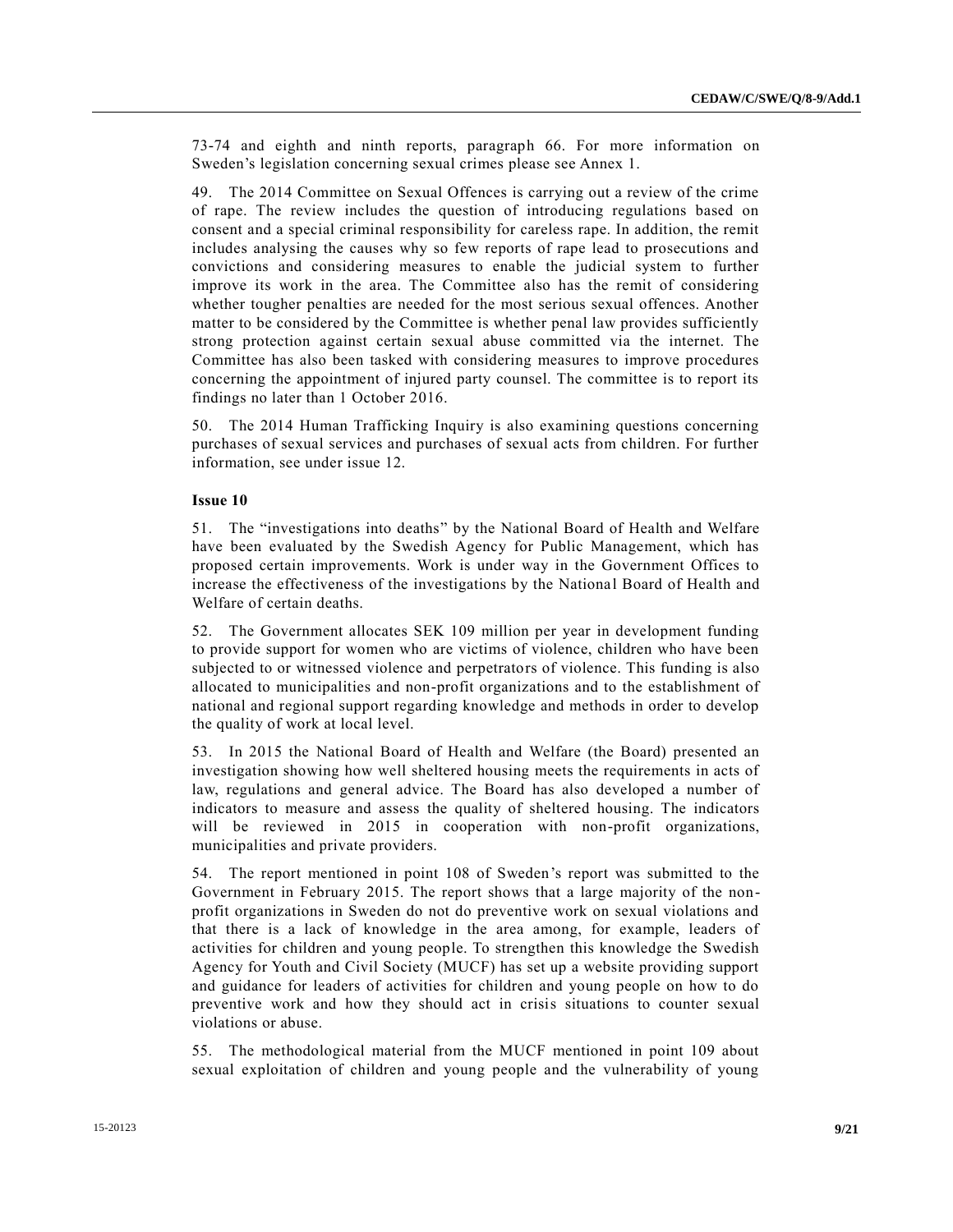73-74 and eighth and ninth reports, paragraph 66. For more information on Sweden's legislation concerning sexual crimes please see Annex 1.

49. The 2014 Committee on Sexual Offences is carrying out a review of the crime of rape. The review includes the question of introducing regulations based on consent and a special criminal responsibility for careless rape. In addition, the remit includes analysing the causes why so few reports of rape lead to prosecutions and convictions and considering measures to enable the judicial system to further improve its work in the area. The Committee also has the remit of considering whether tougher penalties are needed for the most serious sexual offences. Another matter to be considered by the Committee is whether penal law provides sufficiently strong protection against certain sexual abuse committed via the internet. The Committee has also been tasked with considering measures to improve procedures concerning the appointment of injured party counsel. The committee is to report its findings no later than 1 October 2016.

50. The 2014 Human Trafficking Inquiry is also examining questions concerning purchases of sexual services and purchases of sexual acts from children. For further information, see under issue 12.

**Issue 10**

51. The "investigations into deaths" by the National Board of Health and Welfare have been evaluated by the Swedish Agency for Public Management, which has proposed certain improvements. Work is under way in the Government Offices to increase the effectiveness of the investigations by the National Board of Health and Welfare of certain deaths.

52. The Government allocates SEK 109 million per year in development funding to provide support for women who are victims of violence, children who have been subjected to or witnessed violence and perpetrators of violence. This funding is also allocated to municipalities and non-profit organizations and to the establishment of national and regional support regarding knowledge and methods in order to develop the quality of work at local level.

53. In 2015 the National Board of Health and Welfare (the Board) presented an investigation showing how well sheltered housing meets the requirements in acts of law, regulations and general advice. The Board has also developed a number of indicators to measure and assess the quality of sheltered housing. The indicators will be reviewed in 2015 in cooperation with non-profit organizations, municipalities and private providers.

54. The report mentioned in point 108 of Sweden's report was submitted to the Government in February 2015. The report shows that a large majority of the non-profit organizations in Sweden do not do preventive work on sexual violations and that there is a lack of knowledge in the area among, for example, leaders of activities for children and young people. To strengthen this knowledge the Swedish Agency for Youth and Civil Society (MUCF) has set up a website providing support and guidance for leaders of activities for children and young people on how to do preventive work and how they should act in crisis situations to counter sexual violations or abuse.

55. The methodological material from the MUCF mentioned in point 109 about sexual exploitation of children and young people and the vulnerability of young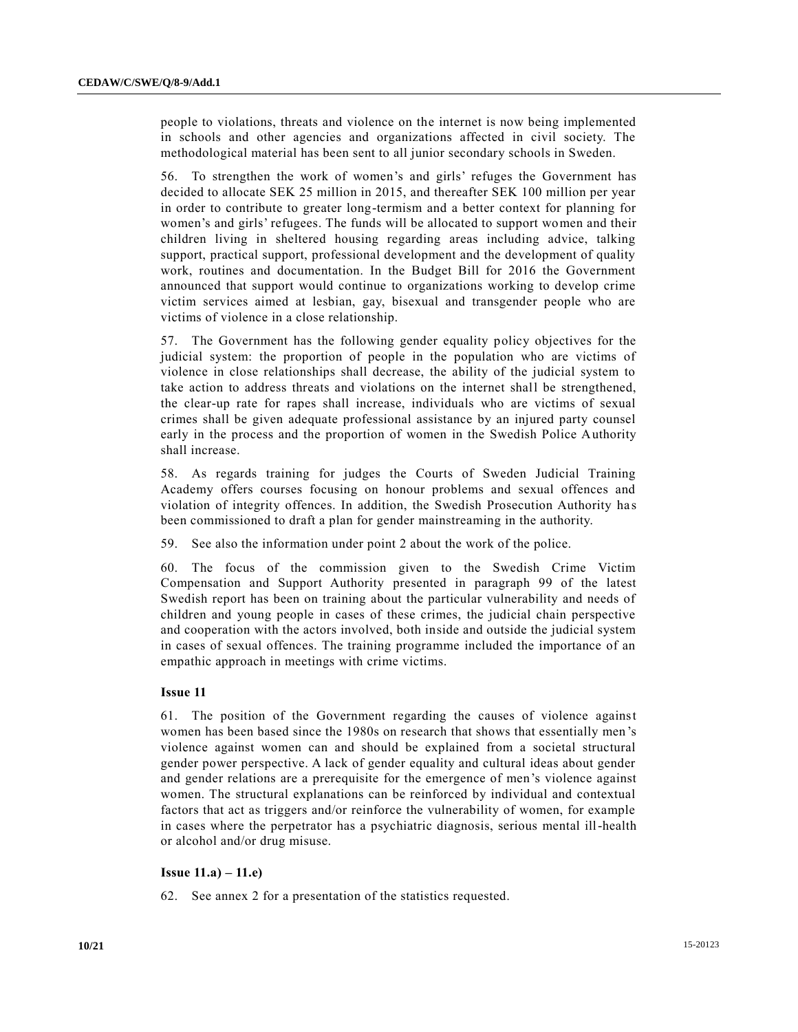people to violations, threats and violence on the internet is now being implemented in schools and other agencies and organizations affected in civil society. The methodological material has been sent to all junior secondary schools in Sweden.

56. To strengthen the work of women's and girls' refuges the Government has decided to allocate SEK 25 million in 2015, and thereafter SEK 100 million per year in order to contribute to greater long-termism and a better context for planning for women's and girls' refugees. The funds will be allocated to support women and their children living in sheltered housing regarding areas including advice, talking support, practical support, professional development and the development of quality work, routines and documentation. In the Budget Bill for 2016 the Government announced that support would continue to organizations working to develop crime victim services aimed at lesbian, gay, bisexual and transgender people who are victims of violence in a close relationship.

57. The Government has the following gender equality policy objectives for the judicial system: the proportion of people in the population who are victims of violence in close relationships shall decrease, the ability of the judicial system to take action to address threats and violations on the internet shall be strengthened, the clear-up rate for rapes shall increase, individuals who are victims of sexual crimes shall be given adequate professional assistance by an injured party counsel early in the process and the proportion of women in the Swedish Police Authority shall increase.

58. As regards training for judges the Courts of Sweden Judicial Training Academy offers courses focusing on honour problems and sexual offences and violation of integrity offences. In addition, the Swedish Prosecution Authority has been commissioned to draft a plan for gender mainstreaming in the authority.

59. See also the information under point 2 about the work of the police.

60. The focus of the commission given to the Swedish Crime Victim Compensation and Support Authority presented in paragraph 99 of the latest Swedish report has been on training about the particular vulnerability and needs of children and young people in cases of these crimes, the judicial chain perspective and cooperation with the actors involved, both inside and outside the judicial system in cases of sexual offences. The training programme included the importance of an empathic approach in meetings with crime victims.

**Issue 11**

61. The position of the Government regarding the causes of violence against women has been based since the 1980s on research that shows that essentially men's violence against women can and should be explained from a societal structural gender power perspective. A lack of gender equality and cultural ideas about gender and gender relations are a prerequisite for the emergence of men's violence against women. The structural explanations can be reinforced by individual and contextual factors that act as triggers and/or reinforce the vulnerability of women, for example in cases where the perpetrator has a psychiatric diagnosis, serious mental ill-health or alcohol and/or drug misuse.

**Issue 11.a) – 11.e)**

62. See annex 2 for a presentation of the statistics requested.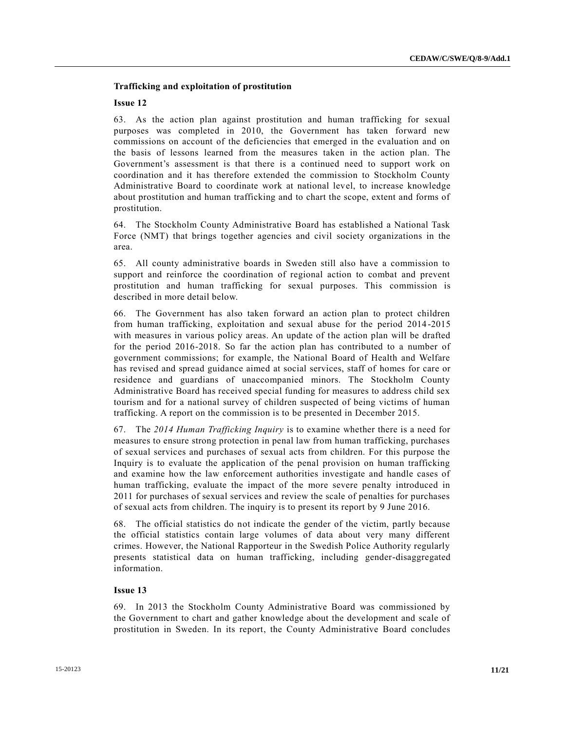### Trafficking and exploitation of prostitution

#### Issue 12

63. As the action plan against prostitution and human trafficking for sexual purposes was completed in 2010, the Government has taken forward new commissions on account of the deficiencies that emerged in the evaluation and on the basis of lessons learned from the measures taken in the action plan. The Government's assessment is that there is a continued need to support work on coordination and it has therefore extended the commission to Stockholm County Administrative Board to coordinate work at national level, to increase knowledge about prostitution and human trafficking and to chart the scope, extent and forms of prostitution.

64. The Stockholm County Administrative Board has established a National Task Force (NMT) that brings together agencies and civil society organizations in the area.

65. All county administrative boards in Sweden still also have a commission to support and reinforce the coordination of regional action to combat and prevent prostitution and human trafficking for sexual purposes. This commission is described in more detail below.

66. The Government has also taken forward an action plan to protect children from human trafficking, exploitation and sexual abuse for the period 2014-2015 with measures in various policy areas. An update of the action plan will be drafted for the period 2016-2018. So far the action plan has contributed to a number of government commissions; for example, the National Board of Health and Welfare has revised and spread guidance aimed at social services, staff of homes for care or residence and guardians of unaccompanied minors. The Stockholm County Administrative Board has received special funding for measures to address child sex tourism and for a national survey of children suspected of being victims of human trafficking. A report on the commission is to be presented in December 2015.

67. The *2014 Human Trafficking Inquiry* is to examine whether there is a need for measures to ensure strong protection in penal law from human trafficking, purchases of sexual services and purchases of sexual acts from children. For this purpose the Inquiry is to evaluate the application of the penal provision on human trafficking and examine how the law enforcement authorities investigate and handle cases of human trafficking, evaluate the impact of the more severe penalty introduced in 2011 for purchases of sexual services and review the scale of penalties for purchases of sexual acts from children. The inquiry is to present its report by 9 June 2016.

68. The official statistics do not indicate the gender of the victim, partly because the official statistics contain large volumes of data about very many different crimes. However, the National Rapporteur in the Swedish Police Authority regularly presents statistical data on human trafficking, including gender-disaggregated information.

#### Issue 13

69. In 2013 the Stockholm County Administrative Board was commissioned by the Government to chart and gather knowledge about the development and scale of prostitution in Sweden. In its report, the County Administrative Board concludes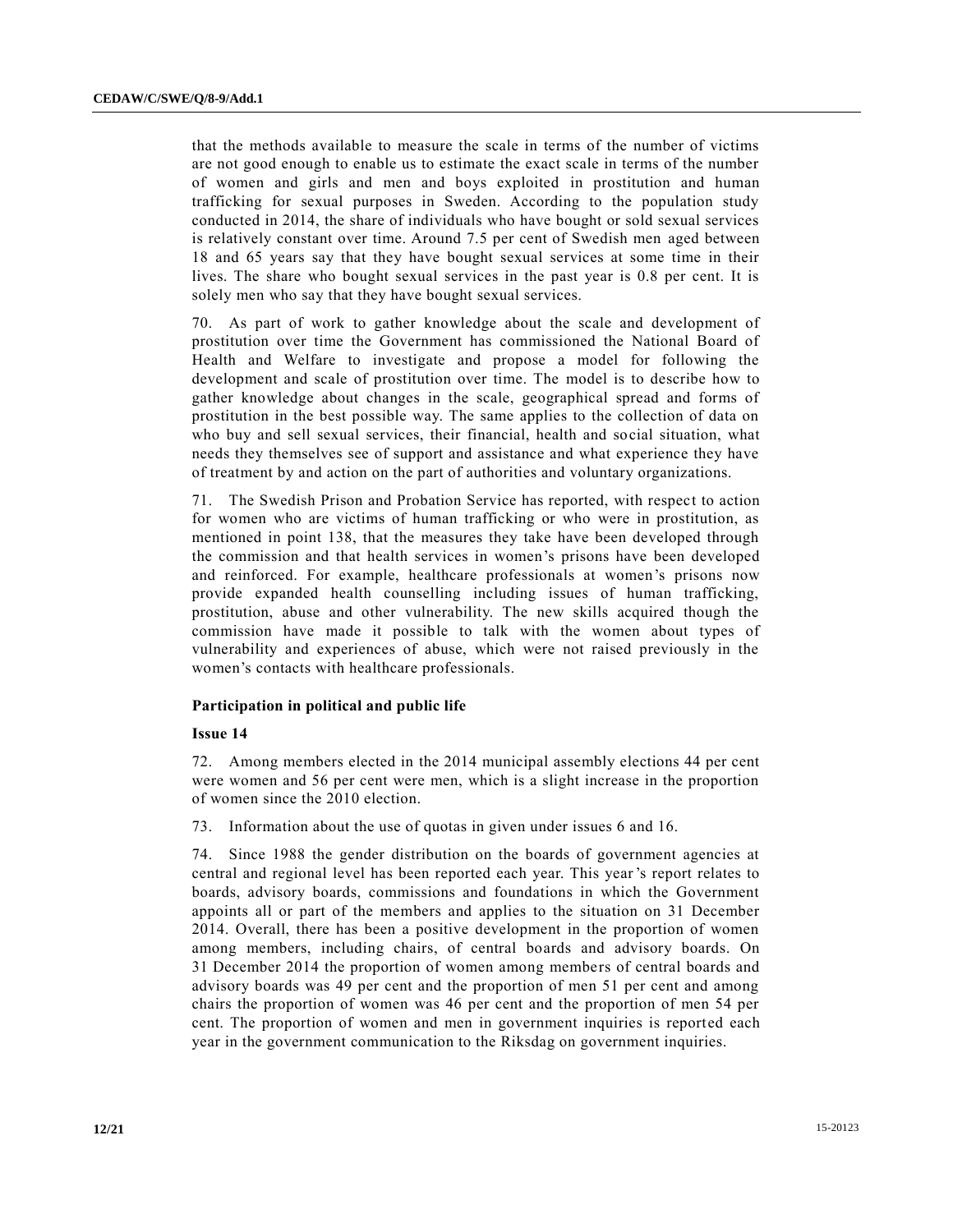that the methods available to measure the scale in terms of the number of victims are not good enough to enable us to estimate the exact scale in terms of the number of women and girls and men and boys exploited in prostitution and human trafficking for sexual purposes in Sweden. According to the population study conducted in 2014, the share of individuals who have bought or sold sexual services is relatively constant over time. Around 7.5 per cent of Swedish men aged between 18 and 65 years say that they have bought sexual services at some time in their lives. The share who bought sexual services in the past year is 0.8 per cent. It is solely men who say that they have bought sexual services.

70. As part of work to gather knowledge about the scale and development of prostitution over time the Government has commissioned the National Board of Health and Welfare to investigate and propose a model for following the development and scale of prostitution over time. The model is to describe how to gather knowledge about changes in the scale, geographical spread and forms of prostitution in the best possible way. The same applies to the collection of data on who buy and sell sexual services, their financial, health and social situation, what needs they themselves see of support and assistance and what experience they have of treatment by and action on the part of authorities and voluntary organizations.

71. The Swedish Prison and Probation Service has reported, with respect to action for women who are victims of human trafficking or who were in prostitution, as mentioned in point 138, that the measures they take have been developed through the commission and that health services in women's prisons have been developed and reinforced. For example, healthcare professionals at women's prisons now provide expanded health counselling including issues of human trafficking, prostitution, abuse and other vulnerability. The new skills acquired though the commission have made it possible to talk with the women about types of vulnerability and experiences of abuse, which were not raised previously in the women's contacts with healthcare professionals.

**Participation in political and public life**

**Issue 14**

72. Among members elected in the 2014 municipal assembly elections 44 per cent were women and 56 per cent were men, which is a slight increase in the proportion of women since the 2010 election.

73. Information about the use of quotas in given under issues 6 and 16.

74. Since 1988 the gender distribution on the boards of government agencies at central and regional level has been reported each year. This year's report relates to boards, advisory boards, commissions and foundations in which the Government appoints all or part of the members and applies to the situation on 31 December 2014. Overall, there has been a positive development in the proportion of women among members, including chairs, of central boards and advisory boards. On 31 December 2014 the proportion of women among members of central boards and advisory boards was 49 per cent and the proportion of men 51 per cent and among chairs the proportion of women was 46 per cent and the proportion of men 54 per cent. The proportion of women and men in government inquiries is reported each year in the government communication to the Riksdag on government inquiries.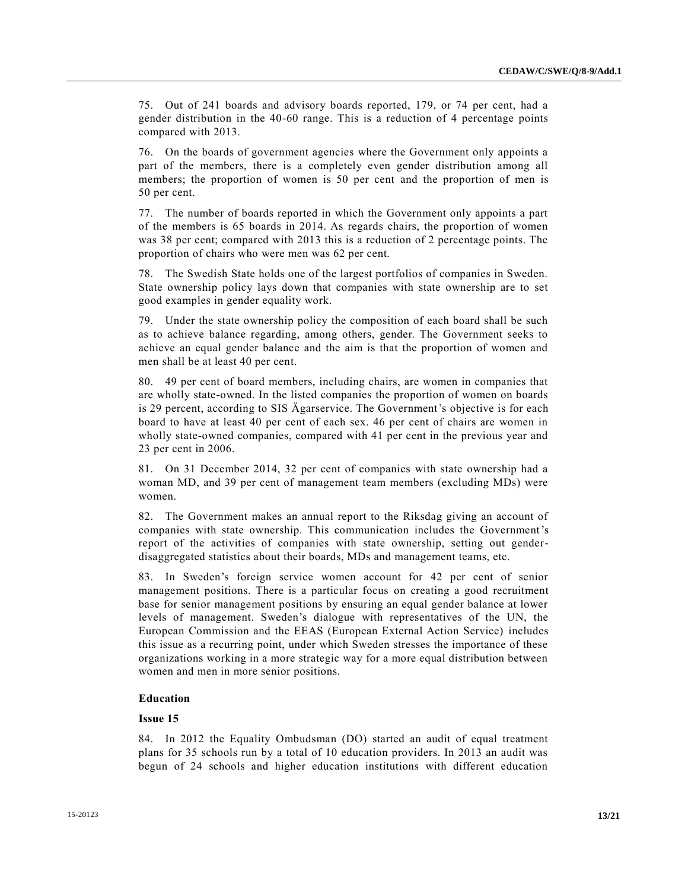75. Out of 241 boards and advisory boards reported, 179, or 74 per cent, had a gender distribution in the 40-60 range. This is a reduction of 4 percentage points compared with 2013.

76. On the boards of government agencies where the Government only appoints a part of the members, there is a completely even gender distribution among all members; the proportion of women is 50 per cent and the proportion of men is 50 per cent.

77. The number of boards reported in which the Government only appoints a part of the members is 65 boards in 2014. As regards chairs, the proportion of women was 38 per cent; compared with 2013 this is a reduction of 2 percentage points. The proportion of chairs who were men was 62 per cent.

78. The Swedish State holds one of the largest portfolios of companies in Sweden. State ownership policy lays down that companies with state ownership are to set good examples in gender equality work.

79. Under the state ownership policy the composition of each board shall be such as to achieve balance regarding, among others, gender. The Government seeks to achieve an equal gender balance and the aim is that the proportion of women and men shall be at least 40 per cent.

80. 49 per cent of board members, including chairs, are women in companies that are wholly state-owned. In the listed companies the proportion of women on boards is 29 percent, according to SIS Ägarservice. The Government's objective is for each board to have at least 40 per cent of each sex. 46 per cent of chairs are women in wholly state-owned companies, compared with 41 per cent in the previous year and 23 per cent in 2006.

81. On 31 December 2014, 32 per cent of companies with state ownership had a woman MD, and 39 per cent of management team members (excluding MDs) were women.

82. The Government makes an annual report to the Riksdag giving an account of companies with state ownership. This communication includes the Government's report of the activities of companies with state ownership, setting out gender-disaggregated statistics about their boards, MDs and management teams, etc.

83. In Sweden's foreign service women account for 42 per cent of senior management positions. There is a particular focus on creating a good recruitment base for senior management positions by ensuring an equal gender balance at lower levels of management. Sweden's dialogue with representatives of the UN, the European Commission and the EEAS (European External Action Service) includes this issue as a recurring point, under which Sweden stresses the importance of these organizations working in a more strategic way for a more equal distribution between women and men in more senior positions.

**Education**

**Issue 15**

84. In 2012 the Equality Ombudsman (DO) started an audit of equal treatment plans for 35 schools run by a total of 10 education providers. In 2013 an audit was begun of 24 schools and higher education institutions with different education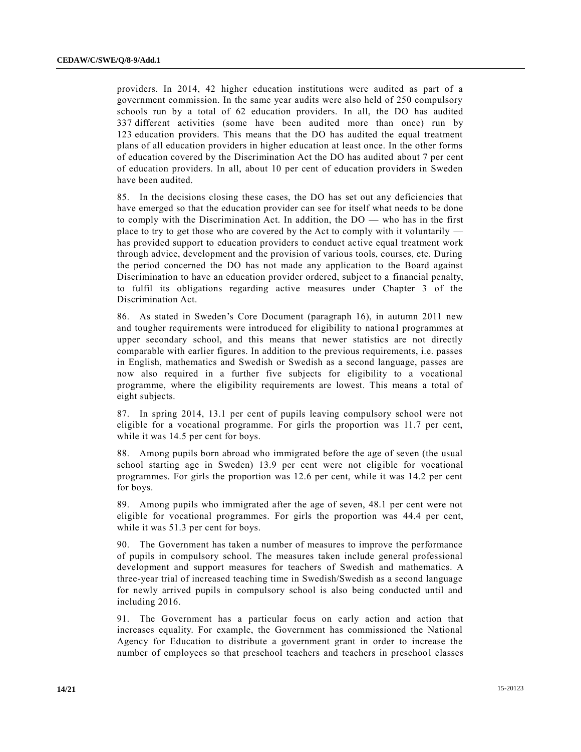providers. In 2014, 42 higher education institutions were audited as part of a government commission. In the same year audits were also held of 250 compulsory schools run by a total of 62 education providers. In all, the DO has audited 337 different activities (some have been audited more than once) run by 123 education providers. This means that the DO has audited the equal treatment plans of all education providers in higher education at least once. In the other forms of education covered by the Discrimination Act the DO has audited about 7 per cent of education providers. In all, about 10 per cent of education providers in Sweden have been audited.

85. In the decisions closing these cases, the DO has set out any deficiencies that have emerged so that the education provider can see for itself what needs to be done to comply with the Discrimination Act. In addition, the DO — who has in the first place to try to get those who are covered by the Act to comply with it voluntarily — has provided support to education providers to conduct active equal treatment work through advice, development and the provision of various tools, courses, etc. During the period concerned the DO has not made any application to the Board against Discrimination to have an education provider ordered, subject to a financial penalty, to fulfil its obligations regarding active measures under Chapter 3 of the Discrimination Act.

86. As stated in Sweden's Core Document (paragraph 16), in autumn 2011 new and tougher requirements were introduced for eligibility to national programmes at upper secondary school, and this means that newer statistics are not directly comparable with earlier figures. In addition to the previous requirements, i.e. passes in English, mathematics and Swedish or Swedish as a second language, passes are now also required in a further five subjects for eligibility to a vocational programme, where the eligibility requirements are lowest. This means a total of eight subjects.

87. In spring 2014, 13.1 per cent of pupils leaving compulsory school were not eligible for a vocational programme. For girls the proportion was 11.7 per cent, while it was 14.5 per cent for boys.

88. Among pupils born abroad who immigrated before the age of seven (the usual school starting age in Sweden) 13.9 per cent were not eligible for vocational programmes. For girls the proportion was 12.6 per cent, while it was 14.2 per cent for boys.

89. Among pupils who immigrated after the age of seven, 48.1 per cent were not eligible for vocational programmes. For girls the proportion was 44.4 per cent, while it was 51.3 per cent for boys.

90. The Government has taken a number of measures to improve the performance of pupils in compulsory school. The measures taken include general professional development and support measures for teachers of Swedish and mathematics. A three-year trial of increased teaching time in Swedish/Swedish as a second language for newly arrived pupils in compulsory school is also being conducted until and including 2016.

91. The Government has a particular focus on early action and action that increases equality. For example, the Government has commissioned the National Agency for Education to distribute a government grant in order to increase the number of employees so that preschool teachers and teachers in preschool classes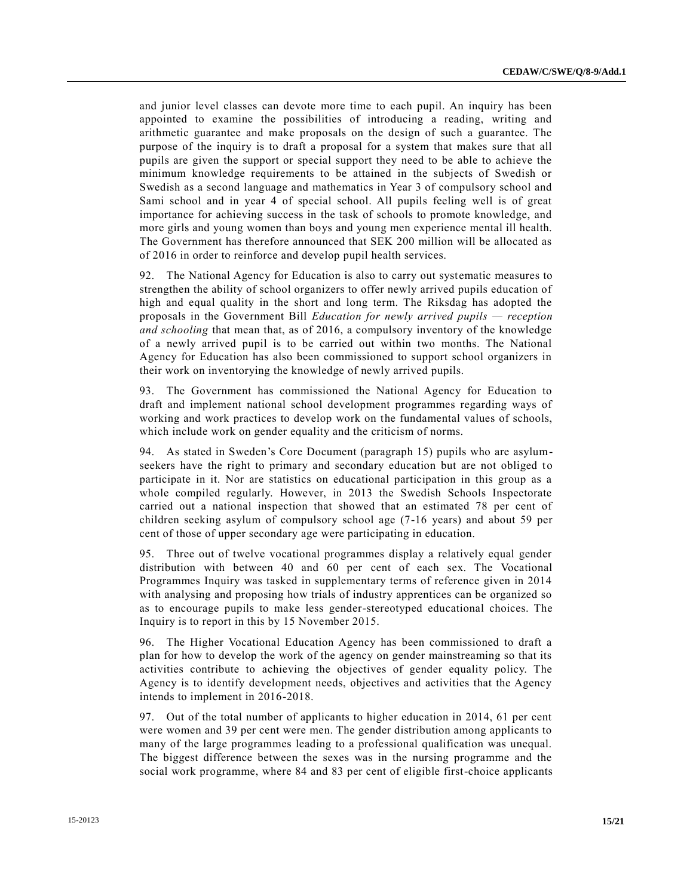and junior level classes can devote more time to each pupil. An inquiry has been appointed to examine the possibilities of introducing a reading, writing and arithmetic guarantee and make proposals on the design of such a guarantee. The purpose of the inquiry is to draft a proposal for a system that makes sure that all pupils are given the support or special support they need to be able to achieve the minimum knowledge requirements to be attained in the subjects of Swedish or Swedish as a second language and mathematics in Year 3 of compulsory school and Sami school and in year 4 of special school. All pupils feeling well is of great importance for achieving success in the task of schools to promote knowledge, and more girls and young women than boys and young men experience mental ill health. The Government has therefore announced that SEK 200 million will be allocated as of 2016 in order to reinforce and develop pupil health services.

92. The National Agency for Education is also to carry out systematic measures to strengthen the ability of school organizers to offer newly arrived pupils education of high and equal quality in the short and long term. The Riksdag has adopted the proposals in the Government Bill *Education for newly arrived pupils — reception and schooling* that mean that, as of 2016, a compulsory inventory of the knowledge of a newly arrived pupil is to be carried out within two months. The National Agency for Education has also been commissioned to support school organizers in their work on inventorying the knowledge of newly arrived pupils.

93. The Government has commissioned the National Agency for Education to draft and implement national school development programmes regarding ways of working and work practices to develop work on the fundamental values of schools, which include work on gender equality and the criticism of norms.

94. As stated in Sweden's Core Document (paragraph 15) pupils who are asylum-seekers have the right to primary and secondary education but are not obliged to participate in it. Nor are statistics on educational participation in this group as a whole compiled regularly. However, in 2013 the Swedish Schools Inspectorate carried out a national inspection that showed that an estimated 78 per cent of children seeking asylum of compulsory school age (7-16 years) and about 59 per cent of those of upper secondary age were participating in education.

95. Three out of twelve vocational programmes display a relatively equal gender distribution with between 40 and 60 per cent of each sex. The Vocational Programmes Inquiry was tasked in supplementary terms of reference given in 2014 with analysing and proposing how trials of industry apprentices can be organized so as to encourage pupils to make less gender-stereotyped educational choices. The Inquiry is to report in this by 15 November 2015.

96. The Higher Vocational Education Agency has been commissioned to draft a plan for how to develop the work of the agency on gender mainstreaming so that its activities contribute to achieving the objectives of gender equality policy. The Agency is to identify development needs, objectives and activities that the Agency intends to implement in 2016-2018.

97. Out of the total number of applicants to higher education in 2014, 61 per cent were women and 39 per cent were men. The gender distribution among applicants to many of the large programmes leading to a professional qualification was unequal. The biggest difference between the sexes was in the nursing programme and the social work programme, where 84 and 83 per cent of eligible first-choice applicants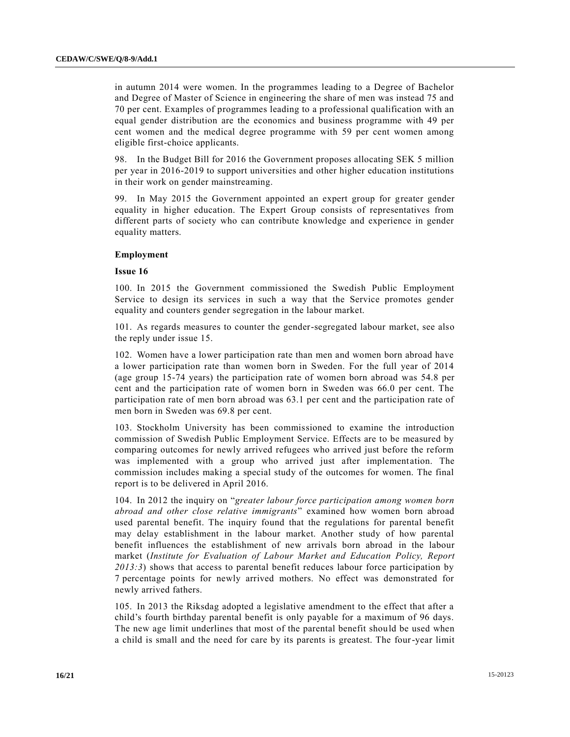in autumn 2014 were women. In the programmes leading to a Degree of Bachelor and Degree of Master of Science in engineering the share of men was instead 75 and 70 per cent. Examples of programmes leading to a professional qualification with an equal gender distribution are the economics and business programme with 49 per cent women and the medical degree programme with 59 per cent women among eligible first-choice applicants.

98. In the Budget Bill for 2016 the Government proposes allocating SEK 5 million per year in 2016-2019 to support universities and other higher education institutions in their work on gender mainstreaming.

99. In May 2015 the Government appointed an expert group for greater gender equality in higher education. The Expert Group consists of representatives from different parts of society who can contribute knowledge and experience in gender equality matters.

### Employment

**Issue 16**

100. In 2015 the Government commissioned the Swedish Public Employment Service to design its services in such a way that the Service promotes gender equality and counters gender segregation in the labour market.

101. As regards measures to counter the gender-segregated labour market, see also the reply under issue 15.

102. Women have a lower participation rate than men and women born abroad have a lower participation rate than women born in Sweden. For the full year of 2014 (age group 15-74 years) the participation rate of women born abroad was 54.8 per cent and the participation rate of women born in Sweden was 66.0 per cent. The participation rate of men born abroad was 63.1 per cent and the participation rate of men born in Sweden was 69.8 per cent.

103. Stockholm University has been commissioned to examine the introduction commission of Swedish Public Employment Service. Effects are to be measured by comparing outcomes for newly arrived refugees who arrived just before the reform was implemented with a group who arrived just after implementation. The commission includes making a special study of the outcomes for women. The final report is to be delivered in April 2016.

104. In 2012 the inquiry on "*greater labour force participation among women born abroad and other close relative immigrants*" examined how women born abroad used parental benefit. The inquiry found that the regulations for parental benefit may delay establishment in the labour market. Another study of how parental benefit influences the establishment of new arrivals born abroad in the labour market (*Institute for Evaluation of Labour Market and Education Policy, Report 2013:3*) shows that access to parental benefit reduces labour force participation by 7 percentage points for newly arrived mothers. No effect was demonstrated for newly arrived fathers.

105. In 2013 the Riksdag adopted a legislative amendment to the effect that after a child's fourth birthday parental benefit is only payable for a maximum of 96 days. The new age limit underlines that most of the parental benefit should be used when a child is small and the need for care by its parents is greatest. The four-year limit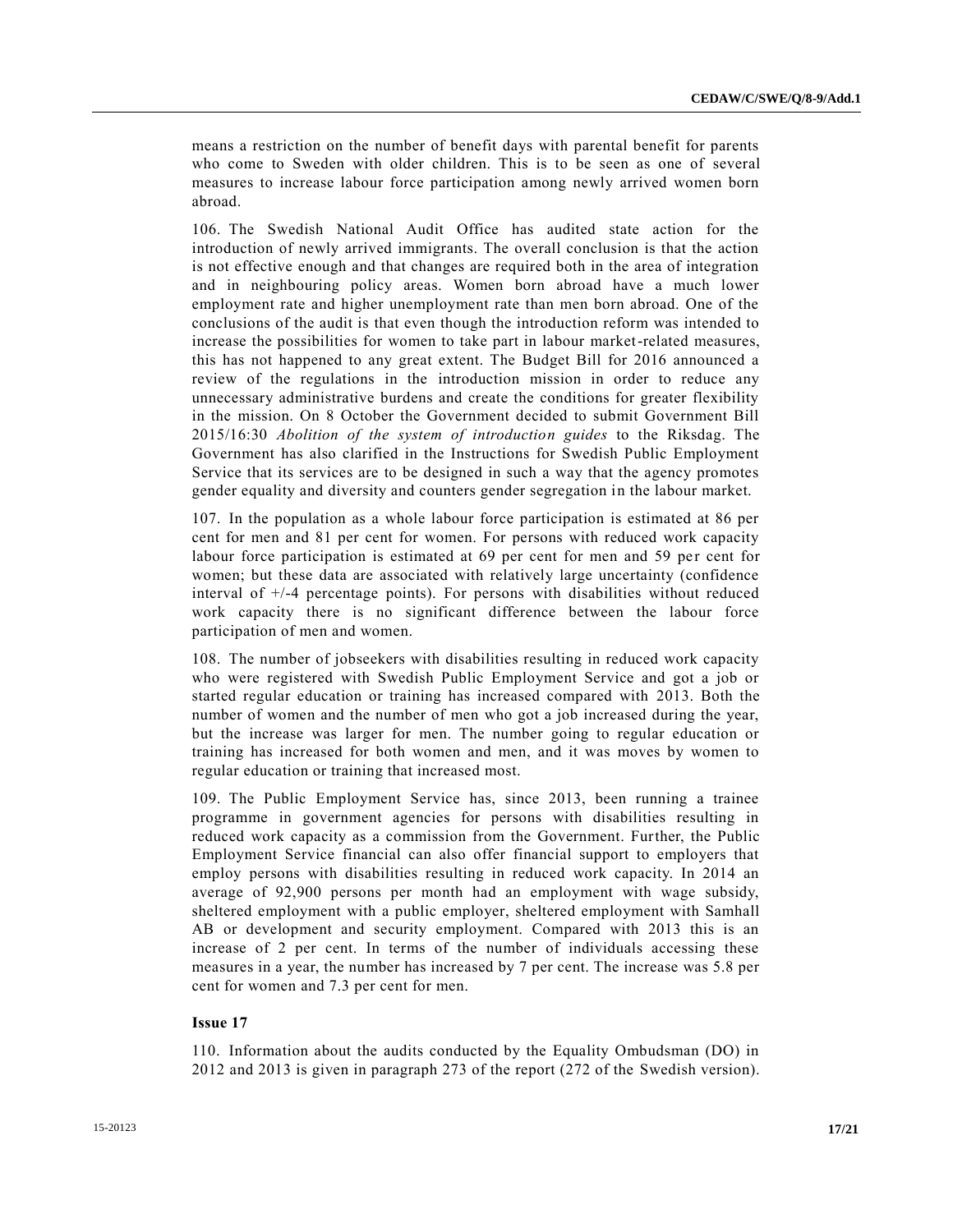means a restriction on the number of benefit days with parental benefit for parents who come to Sweden with older children. This is to be seen as one of several measures to increase labour force participation among newly arrived women born abroad.

106. The Swedish National Audit Office has audited state action for the introduction of newly arrived immigrants. The overall conclusion is that the action is not effective enough and that changes are required both in the area of integration and in neighbouring policy areas. Women born abroad have a much lower employment rate and higher unemployment rate than men born abroad. One of the conclusions of the audit is that even though the introduction reform was intended to increase the possibilities for women to take part in labour market-related measures, this has not happened to any great extent. The Budget Bill for 2016 announced a review of the regulations in the introduction mission in order to reduce any unnecessary administrative burdens and create the conditions for greater flexibility in the mission. On 8 October the Government decided to submit Government Bill 2015/16:30 *Abolition of the system of introduction guides* to the Riksdag. The Government has also clarified in the Instructions for Swedish Public Employment Service that its services are to be designed in such a way that the agency promotes gender equality and diversity and counters gender segregation in the labour market.

107. In the population as a whole labour force participation is estimated at 86 per cent for men and 81 per cent for women. For persons with reduced work capacity labour force participation is estimated at 69 per cent for men and 59 per cent for women; but these data are associated with relatively large uncertainty (confidence interval of +/-4 percentage points). For persons with disabilities without reduced work capacity there is no significant difference between the labour force participation of men and women.

108. The number of jobseekers with disabilities resulting in reduced work capacity who were registered with Swedish Public Employment Service and got a job or started regular education or training has increased compared with 2013. Both the number of women and the number of men who got a job increased during the year, but the increase was larger for men. The number going to regular education or training has increased for both women and men, and it was moves by women to regular education or training that increased most.

109. The Public Employment Service has, since 2013, been running a trainee programme in government agencies for persons with disabilities resulting in reduced work capacity as a commission from the Government. Further, the Public Employment Service financial can also offer financial support to employers that employ persons with disabilities resulting in reduced work capacity. In 2014 an average of 92,900 persons per month had an employment with wage subsidy, sheltered employment with a public employer, sheltered employment with Samhall AB or development and security employment. Compared with 2013 this is an increase of 2 per cent. In terms of the number of individuals accessing these measures in a year, the number has increased by 7 per cent. The increase was 5.8 per cent for women and 7.3 per cent for men.

**Issue 17**

110. Information about the audits conducted by the Equality Ombudsman (DO) in 2012 and 2013 is given in paragraph 273 of the report (272 of the Swedish version).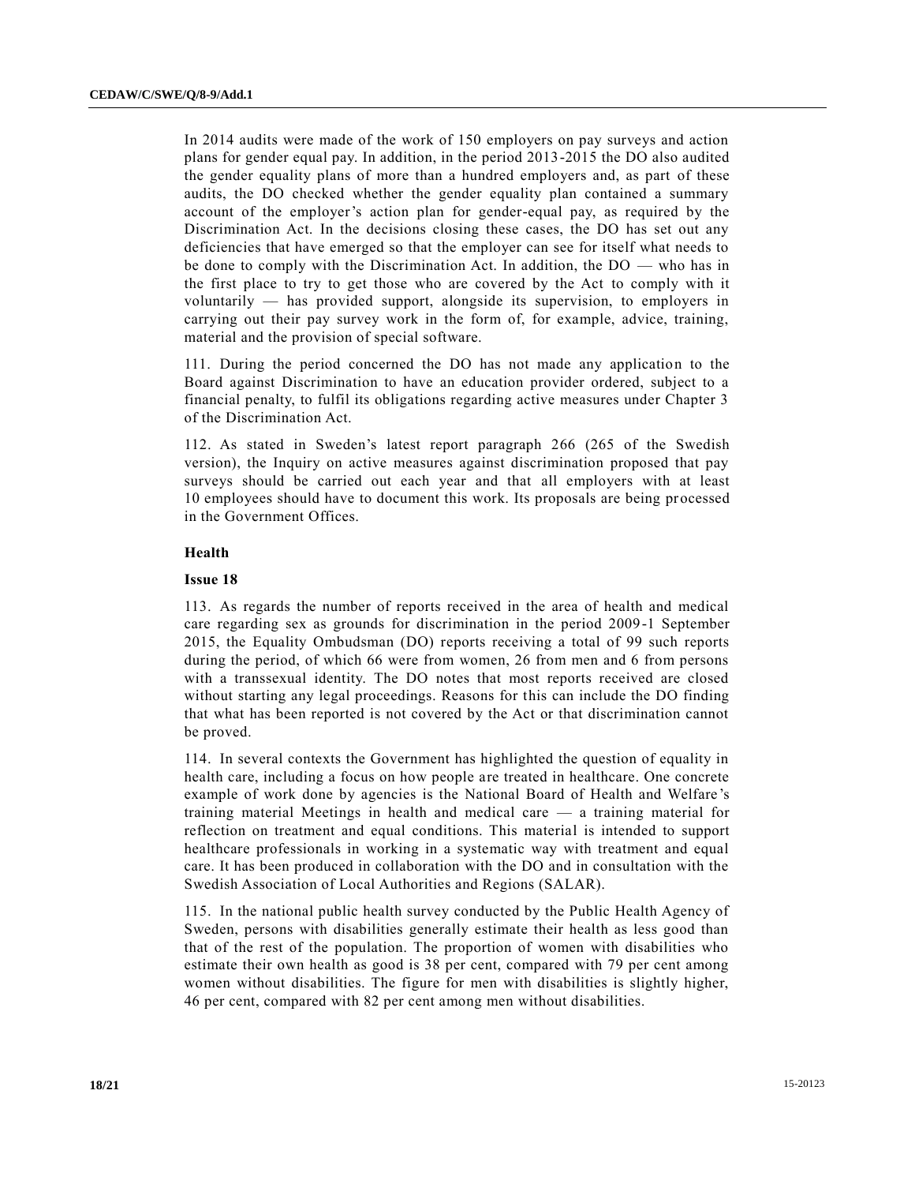In 2014 audits were made of the work of 150 employers on pay surveys and action plans for gender equal pay. In addition, in the period 2013-2015 the DO also audited the gender equality plans of more than a hundred employers and, as part of these audits, the DO checked whether the gender equality plan contained a summary account of the employer's action plan for gender-equal pay, as required by the Discrimination Act. In the decisions closing these cases, the DO has set out any deficiencies that have emerged so that the employer can see for itself what needs to be done to comply with the Discrimination Act. In addition, the DO — who has in the first place to try to get those who are covered by the Act to comply with it voluntarily — has provided support, alongside its supervision, to employers in carrying out their pay survey work in the form of, for example, advice, training, material and the provision of special software.

111. During the period concerned the DO has not made any application to the Board against Discrimination to have an education provider ordered, subject to a financial penalty, to fulfil its obligations regarding active measures under Chapter 3 of the Discrimination Act.

112. As stated in Sweden's latest report paragraph 266 (265 of the Swedish version), the Inquiry on active measures against discrimination proposed that pay surveys should be carried out each year and that all employers with at least 10 employees should have to document this work. Its proposals are being processed in the Government Offices.

### Health

#### Issue 18

113. As regards the number of reports received in the area of health and medical care regarding sex as grounds for discrimination in the period 2009-1 September 2015, the Equality Ombudsman (DO) reports receiving a total of 99 such reports during the period, of which 66 were from women, 26 from men and 6 from persons with a transsexual identity. The DO notes that most reports received are closed without starting any legal proceedings. Reasons for this can include the DO finding that what has been reported is not covered by the Act or that discrimination cannot be proved.

114. In several contexts the Government has highlighted the question of equality in health care, including a focus on how people are treated in healthcare. One concrete example of work done by agencies is the National Board of Health and Welfare's training material Meetings in health and medical care — a training material for reflection on treatment and equal conditions. This material is intended to support healthcare professionals in working in a systematic way with treatment and equal care. It has been produced in collaboration with the DO and in consultation with the Swedish Association of Local Authorities and Regions (SALAR).

115. In the national public health survey conducted by the Public Health Agency of Sweden, persons with disabilities generally estimate their health as less good than that of the rest of the population. The proportion of women with disabilities who estimate their own health as good is 38 per cent, compared with 79 per cent among women without disabilities. The figure for men with disabilities is slightly higher, 46 per cent, compared with 82 per cent among men without disabilities.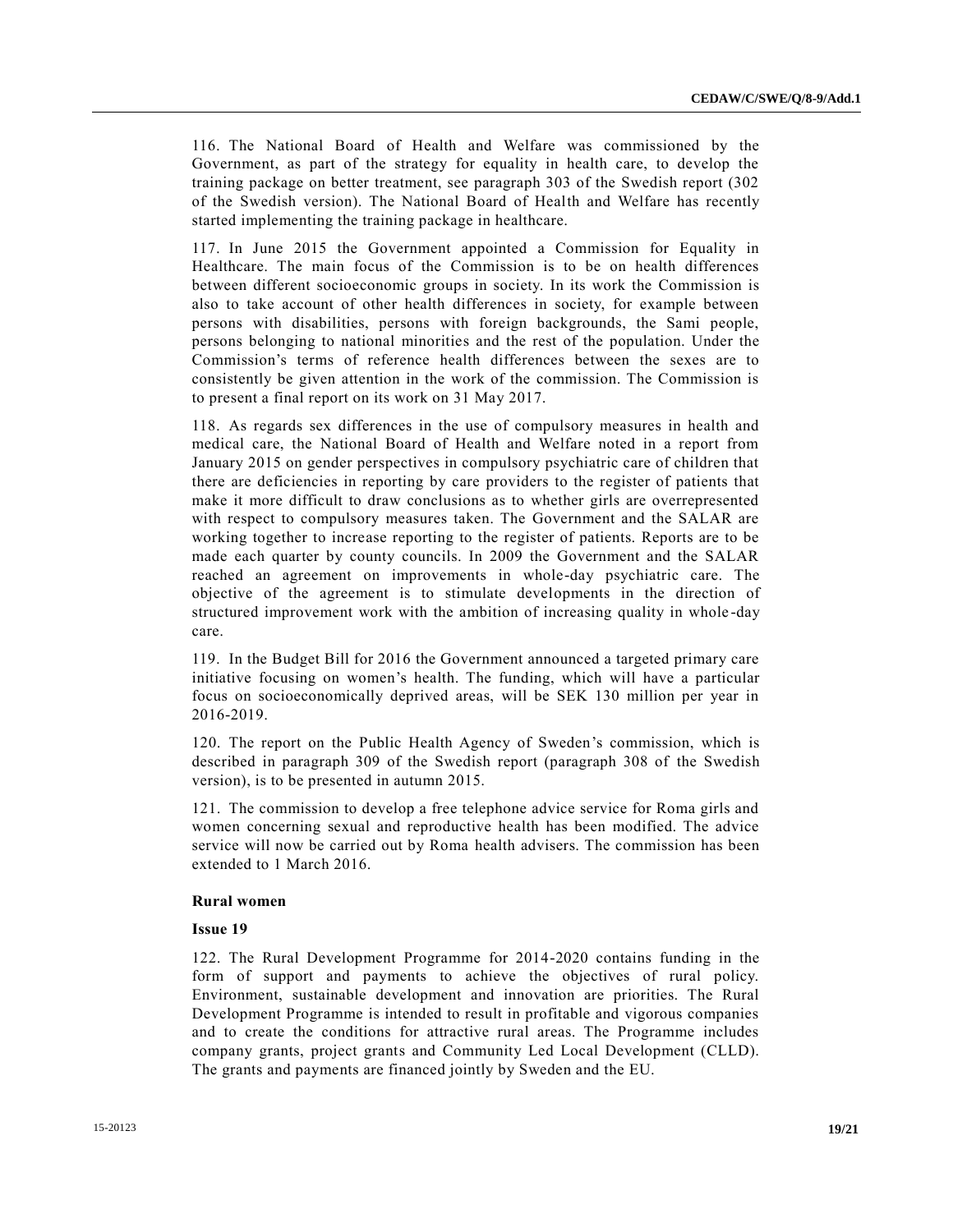116. The National Board of Health and Welfare was commissioned by the Government, as part of the strategy for equality in health care, to develop the training package on better treatment, see paragraph 303 of the Swedish report (302 of the Swedish version). The National Board of Health and Welfare has recently started implementing the training package in healthcare.

117. In June 2015 the Government appointed a Commission for Equality in Healthcare. The main focus of the Commission is to be on health differences between different socioeconomic groups in society. In its work the Commission is also to take account of other health differences in society, for example between persons with disabilities, persons with foreign backgrounds, the Sami people, persons belonging to national minorities and the rest of the population. Under the Commission's terms of reference health differences between the sexes are to consistently be given attention in the work of the commission. The Commission is to present a final report on its work on 31 May 2017.

118. As regards sex differences in the use of compulsory measures in health and medical care, the National Board of Health and Welfare noted in a report from January 2015 on gender perspectives in compulsory psychiatric care of children that there are deficiencies in reporting by care providers to the register of patients that make it more difficult to draw conclusions as to whether girls are overrepresented with respect to compulsory measures taken. The Government and the SALAR are working together to increase reporting to the register of patients. Reports are to be made each quarter by county councils. In 2009 the Government and the SALAR reached an agreement on improvements in whole-day psychiatric care. The objective of the agreement is to stimulate developments in the direction of structured improvement work with the ambition of increasing quality in whole-day care.

119. In the Budget Bill for 2016 the Government announced a targeted primary care initiative focusing on women's health. The funding, which will have a particular focus on socioeconomically deprived areas, will be SEK 130 million per year in 2016-2019.

120. The report on the Public Health Agency of Sweden's commission, which is described in paragraph 309 of the Swedish report (paragraph 308 of the Swedish version), is to be presented in autumn 2015.

121. The commission to develop a free telephone advice service for Roma girls and women concerning sexual and reproductive health has been modified. The advice service will now be carried out by Roma health advisers. The commission has been extended to 1 March 2016.

### Rural women

#### Issue 19

122. The Rural Development Programme for 2014-2020 contains funding in the form of support and payments to achieve the objectives of rural policy. Environment, sustainable development and innovation are priorities. The Rural Development Programme is intended to result in profitable and vigorous companies and to create the conditions for attractive rural areas. The Programme includes company grants, project grants and Community Led Local Development (CLLD). The grants and payments are financed jointly by Sweden and the EU.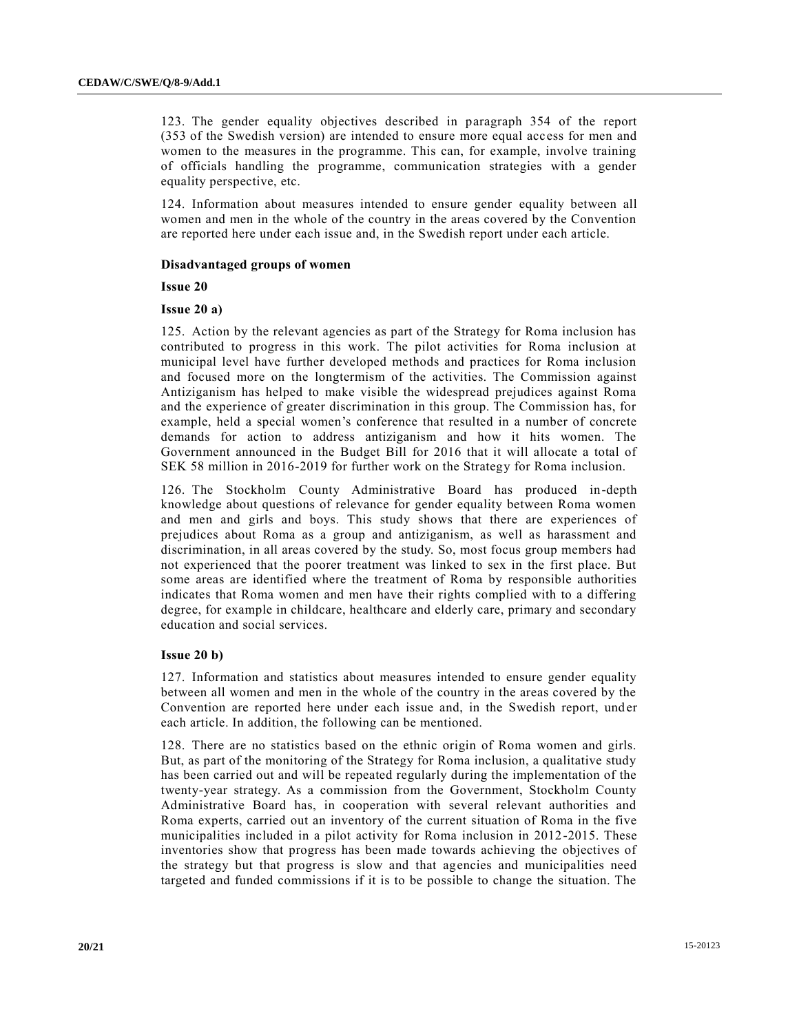123. The gender equality objectives described in paragraph 354 of the report (353 of the Swedish version) are intended to ensure more equal access for men and women to the measures in the programme. This can, for example, involve training of officials handling the programme, communication strategies with a gender equality perspective, etc.

124. Information about measures intended to ensure gender equality between all women and men in the whole of the country in the areas covered by the Convention are reported here under each issue and, in the Swedish report under each article.

### Disadvantaged groups of women

#### Issue 20

#### Issue 20 a)

125. Action by the relevant agencies as part of the Strategy for Roma inclusion has contributed to progress in this work. The pilot activities for Roma inclusion at municipal level have further developed methods and practices for Roma inclusion and focused more on the longtermism of the activities. The Commission against Antiziganism has helped to make visible the widespread prejudices against Roma and the experience of greater discrimination in this group. The Commission has, for example, held a special women's conference that resulted in a number of concrete demands for action to address antiziganism and how it hits women. The Government announced in the Budget Bill for 2016 that it will allocate a total of SEK 58 million in 2016-2019 for further work on the Strategy for Roma inclusion.

126. The Stockholm County Administrative Board has produced in-depth knowledge about questions of relevance for gender equality between Roma women and men and girls and boys. This study shows that there are experiences of prejudices about Roma as a group and antiziganism, as well as harassment and discrimination, in all areas covered by the study. So, most focus group members had not experienced that the poorer treatment was linked to sex in the first place. But some areas are identified where the treatment of Roma by responsible authorities indicates that Roma women and men have their rights complied with to a differing degree, for example in childcare, healthcare and elderly care, primary and secondary education and social services.

#### Issue 20 b)

127. Information and statistics about measures intended to ensure gender equality between all women and men in the whole of the country in the areas covered by the Convention are reported here under each issue and, in the Swedish report, under each article. In addition, the following can be mentioned.

128. There are no statistics based on the ethnic origin of Roma women and girls. But, as part of the monitoring of the Strategy for Roma inclusion, a qualitative study has been carried out and will be repeated regularly during the implementation of the twenty-year strategy. As a commission from the Government, Stockholm County Administrative Board has, in cooperation with several relevant authorities and Roma experts, carried out an inventory of the current situation of Roma in the five municipalities included in a pilot activity for Roma inclusion in 2012-2015. These inventories show that progress has been made towards achieving the objectives of the strategy but that progress is slow and that agencies and municipalities need targeted and funded commissions if it is to be possible to change the situation. The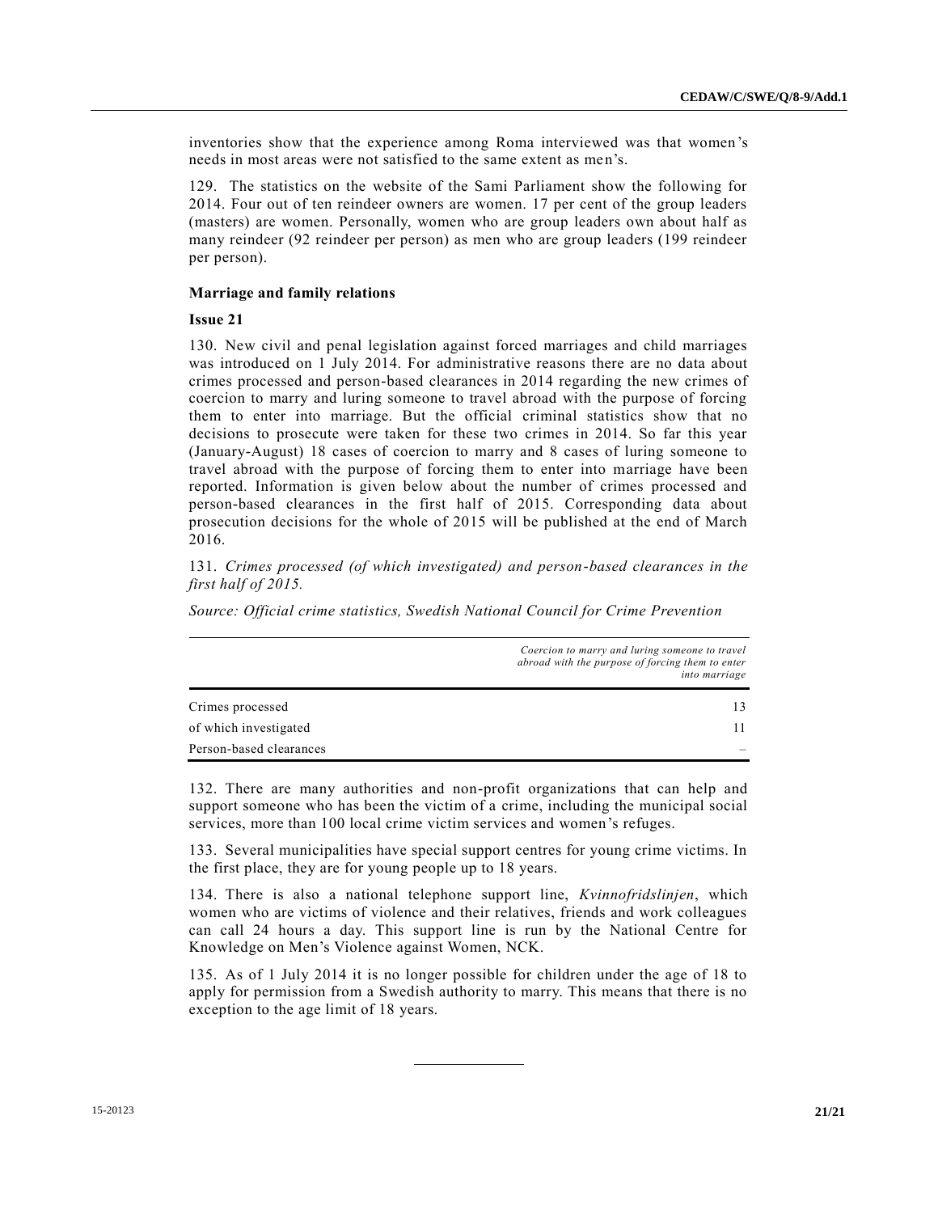inventories show that the experience among Roma interviewed was that women's needs in most areas were not satisfied to the same extent as men's.

129. The statistics on the website of the Sami Parliament show the following for 2014. Four out of ten reindeer owners are women. 17 per cent of the group leaders (masters) are women. Personally, women who are group leaders own about half as many reindeer (92 reindeer per person) as men who are group leaders (199 reindeer per person).

### Marriage and family relations

#### Issue 21

130. New civil and penal legislation against forced marriages and child marriages was introduced on 1 July 2014. For administrative reasons there are no data about crimes processed and person-based clearances in 2014 regarding the new crimes of coercion to marry and luring someone to travel abroad with the purpose of forcing them to enter into marriage. But the official criminal statistics show that no decisions to prosecute were taken for these two crimes in 2014. So far this year (January-August) 18 cases of coercion to marry and 8 cases of luring someone to travel abroad with the purpose of forcing them to enter into marriage have been reported. Information is given below about the number of crimes processed and person-based clearances in the first half of 2015. Corresponding data about prosecution decisions for the whole of 2015 will be published at the end of March 2016.

131. *Crimes processed (of which investigated) and person-based clearances in the first half of 2015.*

*Source: Official crime statistics, Swedish National Council for Crime Prevention*

| | *Coercion to marry and luring someone to travel abroad with the purpose of forcing them to enter into marriage* |
|---|---|
| Crimes processed | 13 |
| of which investigated | 11 |
| Person-based clearances | – |

132. There are many authorities and non-profit organizations that can help and support someone who has been the victim of a crime, including the municipal social services, more than 100 local crime victim services and women's refuges.

133. Several municipalities have special support centres for young crime victims. In the first place, they are for young people up to 18 years.

134. There is also a national telephone support line, *Kvinnofridslinjen*, which women who are victims of violence and their relatives, friends and work colleagues can call 24 hours a day. This support line is run by the National Centre for Knowledge on Men's Violence against Women, NCK.

135. As of 1 July 2014 it is no longer possible for children under the age of 18 to apply for permission from a Swedish authority to marry. This means that there is no exception to the age limit of 18 years.